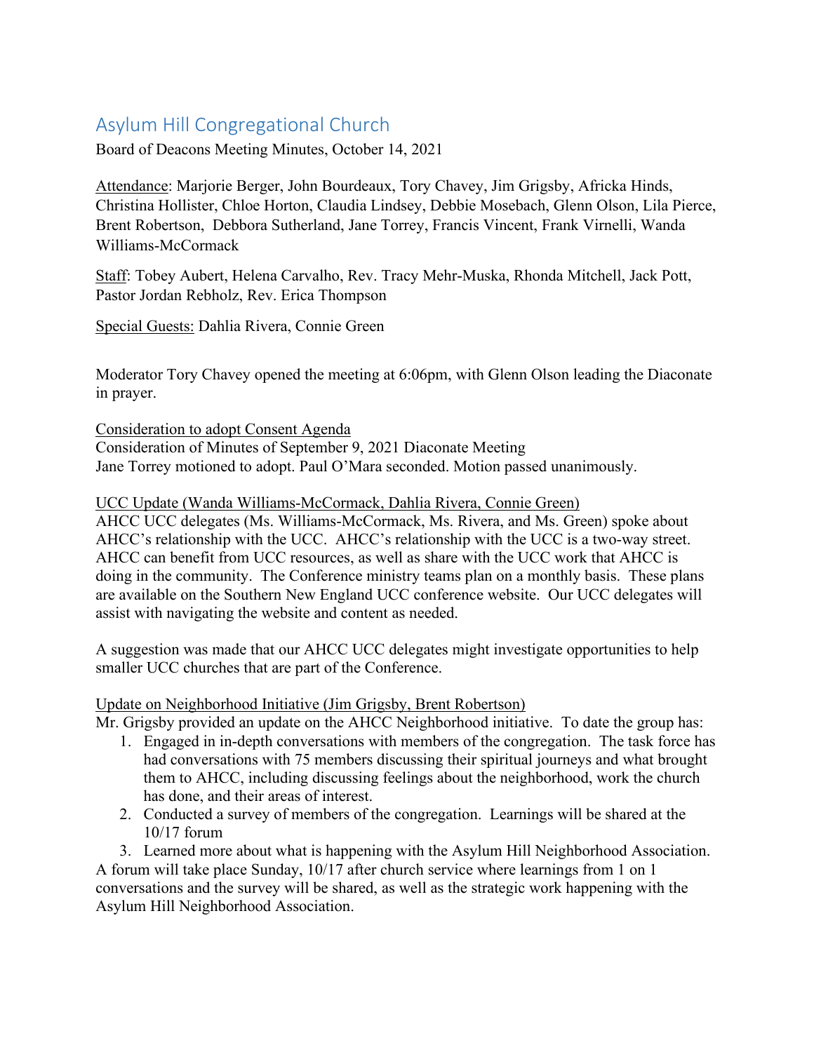# Asylum Hill Congregational Church

Board of Deacons Meeting Minutes, October 14, 2021

Attendance: Marjorie Berger, John Bourdeaux, Tory Chavey, Jim Grigsby, Africka Hinds, Christina Hollister, Chloe Horton, Claudia Lindsey, Debbie Mosebach, Glenn Olson, Lila Pierce, Brent Robertson, Debbora Sutherland, Jane Torrey, Francis Vincent, Frank Virnelli, Wanda Williams-McCormack

Staff: Tobey Aubert, Helena Carvalho, Rev. Tracy Mehr-Muska, Rhonda Mitchell, Jack Pott, Pastor Jordan Rebholz, Rev. Erica Thompson

Special Guests: Dahlia Rivera, Connie Green

Moderator Tory Chavey opened the meeting at 6:06pm, with Glenn Olson leading the Diaconate in prayer.

Consideration to adopt Consent Agenda
Consideration of Minutes of September 9, 2021 Diaconate Meeting
Jane Torrey motioned to adopt. Paul O'Mara seconded. Motion passed unanimously.

UCC Update (Wanda Williams-McCormack, Dahlia Rivera, Connie Green)
AHCC UCC delegates (Ms. Williams-McCormack, Ms. Rivera, and Ms. Green) spoke about AHCC's relationship with the UCC. AHCC's relationship with the UCC is a two-way street. AHCC can benefit from UCC resources, as well as share with the UCC work that AHCC is doing in the community. The Conference ministry teams plan on a monthly basis. These plans are available on the Southern New England UCC conference website. Our UCC delegates will assist with navigating the website and content as needed.

A suggestion was made that our AHCC UCC delegates might investigate opportunities to help smaller UCC churches that are part of the Conference.

Update on Neighborhood Initiative (Jim Grigsby, Brent Robertson)
Mr. Grigsby provided an update on the AHCC Neighborhood initiative. To date the group has:

1. Engaged in in-depth conversations with members of the congregation. The task force has had conversations with 75 members discussing their spiritual journeys and what brought them to AHCC, including discussing feelings about the neighborhood, work the church has done, and their areas of interest.
2. Conducted a survey of members of the congregation. Learnings will be shared at the 10/17 forum
3. Learned more about what is happening with the Asylum Hill Neighborhood Association.

A forum will take place Sunday, 10/17 after church service where learnings from 1 on 1 conversations and the survey will be shared, as well as the strategic work happening with the Asylum Hill Neighborhood Association.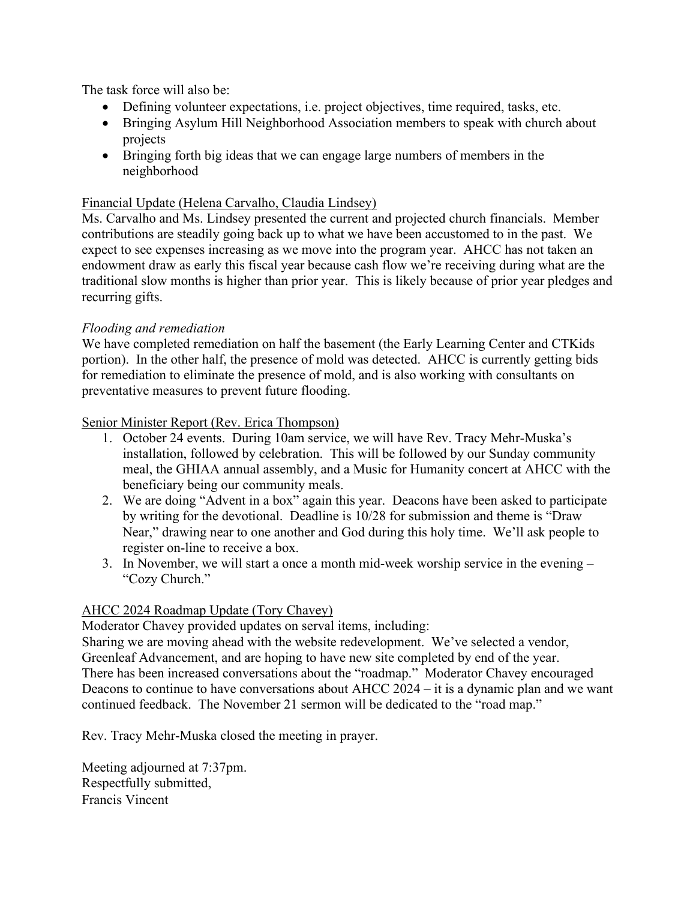The task force will also be:

- Defining volunteer expectations, i.e. project objectives, time required, tasks, etc.
- Bringing Asylum Hill Neighborhood Association members to speak with church about projects
- Bringing forth big ideas that we can engage large numbers of members in the neighborhood

<u>Financial Update (Helena Carvalho, Claudia Lindsey)</u>
Ms. Carvalho and Ms. Lindsey presented the current and projected church financials. Member contributions are steadily going back up to what we have been accustomed to in the past. We expect to see expenses increasing as we move into the program year. AHCC has not taken an endowment draw as early this fiscal year because cash flow we're receiving during what are the traditional slow months is higher than prior year. This is likely because of prior year pledges and recurring gifts.

*Flooding and remediation*
We have completed remediation on half the basement (the Early Learning Center and CTKids portion). In the other half, the presence of mold was detected. AHCC is currently getting bids for remediation to eliminate the presence of mold, and is also working with consultants on preventative measures to prevent future flooding.

<u>Senior Minister Report (Rev. Erica Thompson)</u>

1. October 24 events. During 10am service, we will have Rev. Tracy Mehr-Muska's installation, followed by celebration. This will be followed by our Sunday community meal, the GHIAA annual assembly, and a Music for Humanity concert at AHCC with the beneficiary being our community meals.
2. We are doing "Advent in a box" again this year. Deacons have been asked to participate by writing for the devotional. Deadline is 10/28 for submission and theme is "Draw Near," drawing near to one another and God during this holy time. We'll ask people to register on-line to receive a box.
3. In November, we will start a once a month mid-week worship service in the evening – "Cozy Church."

<u>AHCC 2024 Roadmap Update (Tory Chavey)</u>
Moderator Chavey provided updates on serval items, including:
Sharing we are moving ahead with the website redevelopment. We've selected a vendor, Greenleaf Advancement, and are hoping to have new site completed by end of the year.
There has been increased conversations about the "roadmap." Moderator Chavey encouraged Deacons to continue to have conversations about AHCC 2024 – it is a dynamic plan and we want continued feedback. The November 21 sermon will be dedicated to the "road map."

Rev. Tracy Mehr-Muska closed the meeting in prayer.

Meeting adjourned at 7:37pm.
Respectfully submitted,
Francis Vincent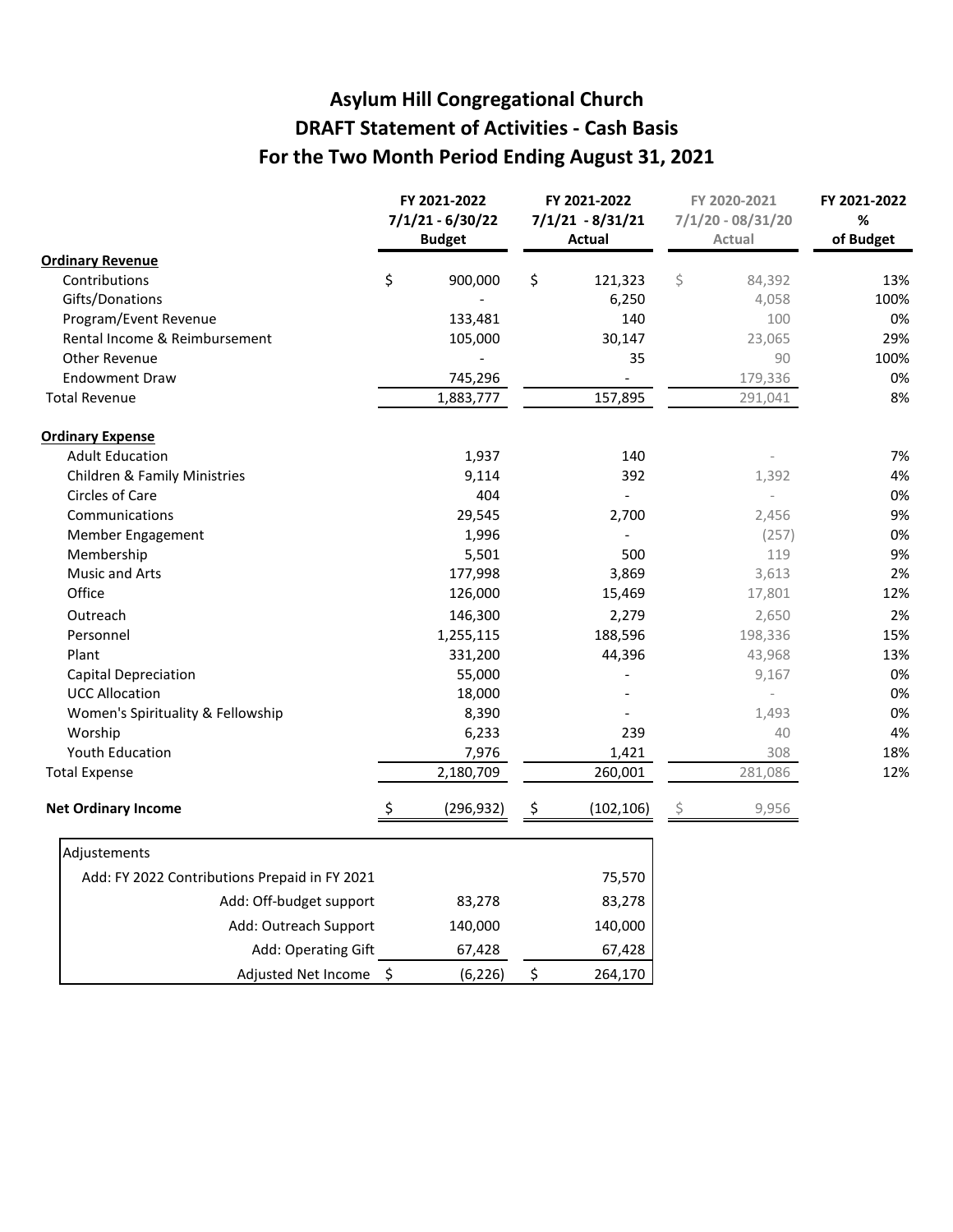# Asylum Hill Congregational Church
## DRAFT Statement of Activities - Cash Basis
## For the Two Month Period Ending August 31, 2021

| | FY 2021-2022 7/1/21 - 6/30/22 Budget | FY 2021-2022 7/1/21 - 8/31/21 Actual | FY 2020-2021 7/1/20 - 08/31/20 Actual | FY 2021-2022 % of Budget |
|---|---|---|---|---|
| **Ordinary Revenue** | | | | |
| Contributions | $ 900,000 | $ 121,323 | $ 84,392 | 13% |
| Gifts/Donations | - | 6,250 | 4,058 | 100% |
| Program/Event Revenue | 133,481 | 140 | 100 | 0% |
| Rental Income & Reimbursement | 105,000 | 30,147 | 23,065 | 29% |
| Other Revenue | - | 35 | 90 | 100% |
| Endowment Draw | 745,296 | - | 179,336 | 0% |
| Total Revenue | 1,883,777 | 157,895 | 291,041 | 8% |
| **Ordinary Expense** | | | | |
| Adult Education | 1,937 | 140 | - | 7% |
| Children & Family Ministries | 9,114 | 392 | 1,392 | 4% |
| Circles of Care | 404 | - | - | 0% |
| Communications | 29,545 | 2,700 | 2,456 | 9% |
| Member Engagement | 1,996 | - | (257) | 0% |
| Membership | 5,501 | 500 | 119 | 9% |
| Music and Arts | 177,998 | 3,869 | 3,613 | 2% |
| Office | 126,000 | 15,469 | 17,801 | 12% |
| Outreach | 146,300 | 2,279 | 2,650 | 2% |
| Personnel | 1,255,115 | 188,596 | 198,336 | 15% |
| Plant | 331,200 | 44,396 | 43,968 | 13% |
| Capital Depreciation | 55,000 | - | 9,167 | 0% |
| UCC Allocation | 18,000 | - | - | 0% |
| Women's Spirituality & Fellowship | 8,390 | - | 1,493 | 0% |
| Worship | 6,233 | 239 | 40 | 4% |
| Youth Education | 7,976 | 1,421 | 308 | 18% |
| Total Expense | 2,180,709 | 260,001 | 281,086 | 12% |
| **Net Ordinary Income** | $ (296,932) | $ (102,106) | $ 9,956 | |

| Adjustements | | |
|---|---|---|
| Add: FY 2022 Contributions Prepaid in FY 2021 | | 75,570 |
| Add: Off-budget support | 83,278 | 83,278 |
| Add: Outreach Support | 140,000 | 140,000 |
| Add: Operating Gift | 67,428 | 67,428 |
| Adjusted Net Income | $ (6,226) | $ 264,170 |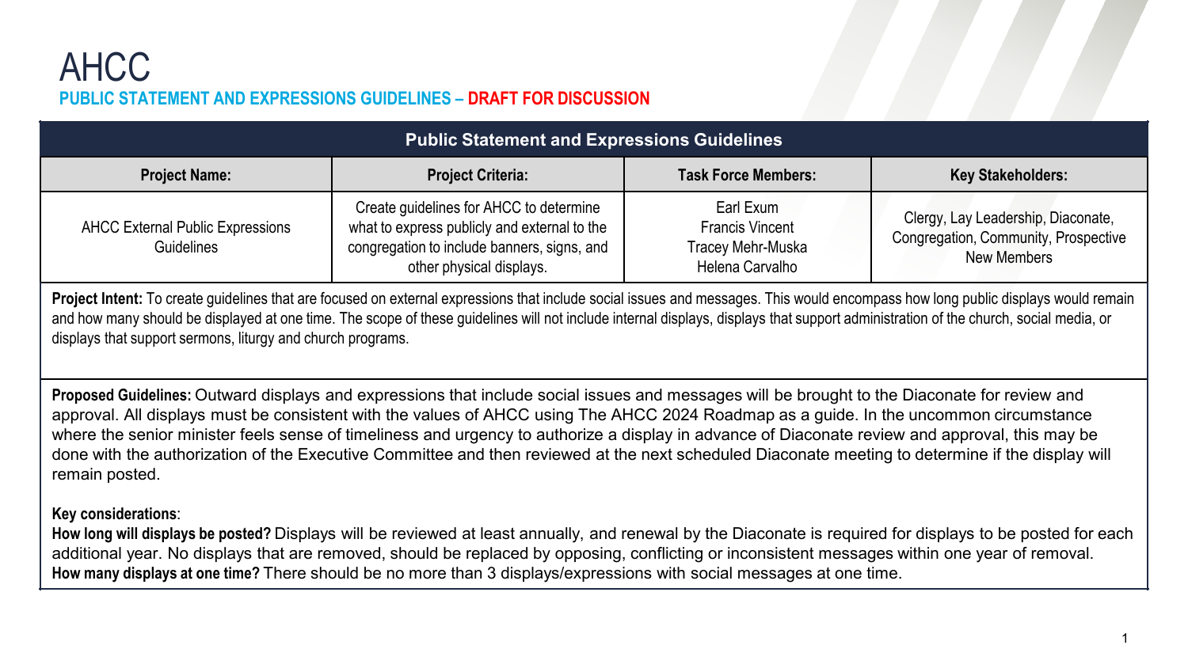# AHCC

## PUBLIC STATEMENT AND EXPRESSIONS GUIDELINES – DRAFT FOR DISCUSSION

| Public Statement and Expressions Guidelines | | | |
|---|---|---|---|
| **Project Name:** | **Project Criteria:** | **Task Force Members:** | **Key Stakeholders:** |
| AHCC External Public Expressions Guidelines | Create guidelines for AHCC to determine what to express publicly and external to the congregation to include banners, signs, and other physical displays. | Earl Exum<br>Francis Vincent<br>Tracey Mehr-Muska<br>Helena Carvalho | Clergy, Lay Leadership, Diaconate, Congregation, Community, Prospective New Members |

**Project Intent:** To create guidelines that are focused on external expressions that include social issues and messages. This would encompass how long public displays would remain and how many should be displayed at one time. The scope of these guidelines will not include internal displays, displays that support administration of the church, social media, or displays that support sermons, liturgy and church programs.

**Proposed Guidelines:** Outward displays and expressions that include social issues and messages will be brought to the Diaconate for review and approval. All displays must be consistent with the values of AHCC using The AHCC 2024 Roadmap as a guide. In the uncommon circumstance where the senior minister feels sense of timeliness and urgency to authorize a display in advance of Diaconate review and approval, this may be done with the authorization of the Executive Committee and then reviewed at the next scheduled Diaconate meeting to determine if the display will remain posted.

**Key considerations**:

**How long will displays be posted?** Displays will be reviewed at least annually, and renewal by the Diaconate is required for displays to be posted for each additional year. No displays that are removed, should be replaced by opposing, conflicting or inconsistent messages within one year of removal.

**How many displays at one time?** There should be no more than 3 displays/expressions with social messages at one time.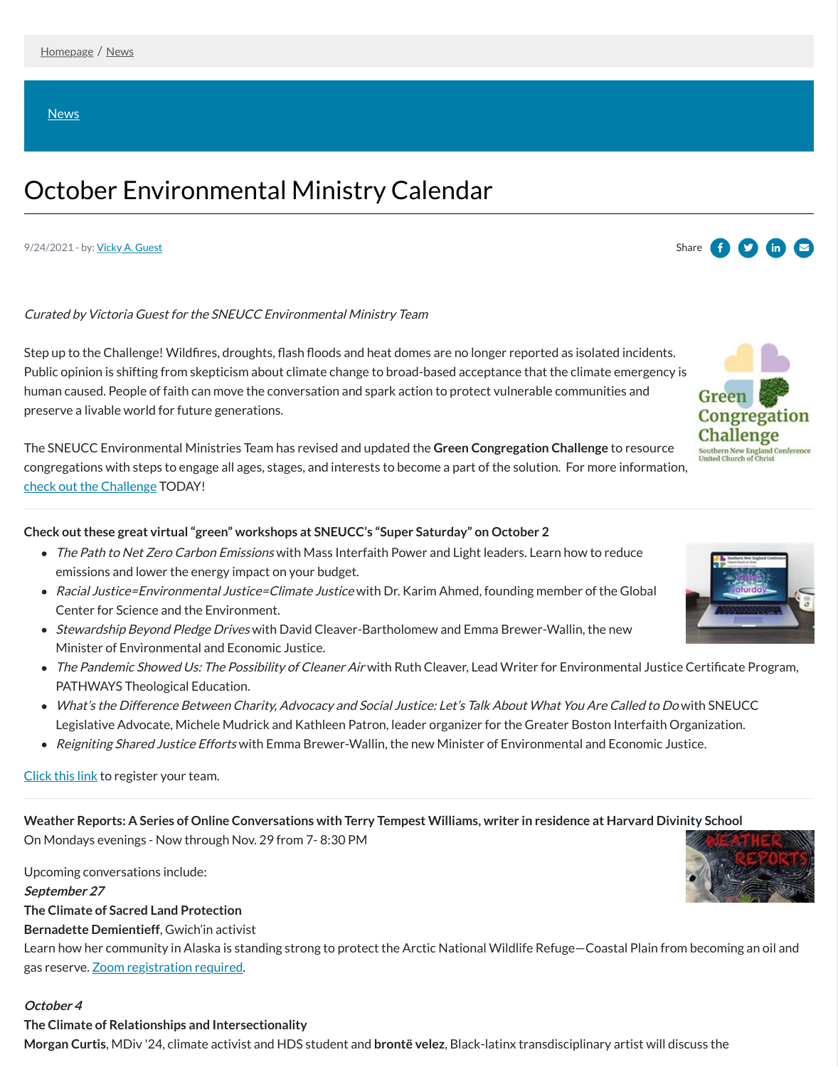Homepage / News

News

# October Environmental Ministry Calendar

9/24/2021 - by: Vicky A. Guest

Share

*Curated by Victoria Guest for the SNEUCC Environmental Ministry Team*

Step up to the Challenge! Wildfires, droughts, flash floods and heat domes are no longer reported as isolated incidents. Public opinion is shifting from skepticism about climate change to broad-based acceptance that the climate emergency is human caused. People of faith can move the conversation and spark action to protect vulnerable communities and preserve a livable world for future generations.

The SNEUCC Environmental Ministries Team has revised and updated the **Green Congregation Challenge** to resource congregations with steps to engage all ages, stages, and interests to become a part of the solution. For more information, check out the Challenge TODAY!

---

**Check out these great virtual "green" workshops at SNEUCC's "Super Saturday" on October 2**

- *The Path to Net Zero Carbon Emissions* with Mass Interfaith Power and Light leaders. Learn how to reduce emissions and lower the energy impact on your budget.
- *Racial Justice=Environmental Justice=Climate Justice* with Dr. Karim Ahmed, founding member of the Global Center for Science and the Environment.
- *Stewardship Beyond Pledge Drives* with David Cleaver-Bartholomew and Emma Brewer-Wallin, the new Minister of Environmental and Economic Justice.
- *The Pandemic Showed Us: The Possibility of Cleaner Air* with Ruth Cleaver, Lead Writer for Environmental Justice Certificate Program, PATHWAYS Theological Education.
- *What's the Difference Between Charity, Advocacy and Social Justice: Let's Talk About What You Are Called to Do* with SNEUCC Legislative Advocate, Michele Mudrick and Kathleen Patron, leader organizer for the Greater Boston Interfaith Organization.
- *Reigniting Shared Justice Efforts* with Emma Brewer-Wallin, the new Minister of Environmental and Economic Justice.

Click this link to register your team.

---

**Weather Reports: A Series of Online Conversations with Terry Tempest Williams, writer in residence at Harvard Divinity School**
On Mondays evenings - Now through Nov. 29 from 7- 8:30 PM

Upcoming conversations include:
***September 27***
**The Climate of Sacred Land Protection**
**Bernadette Demientieff**, Gwich'in activist
Learn how her community in Alaska is standing strong to protect the Arctic National Wildlife Refuge—Coastal Plain from becoming an oil and gas reserve. Zoom registration required.

***October 4***
**The Climate of Relationships and Intersectionality**
**Morgan Curtis**, MDiv '24, climate activist and HDS student and **brontë velez**, Black-latinx transdisciplinary artist will discuss the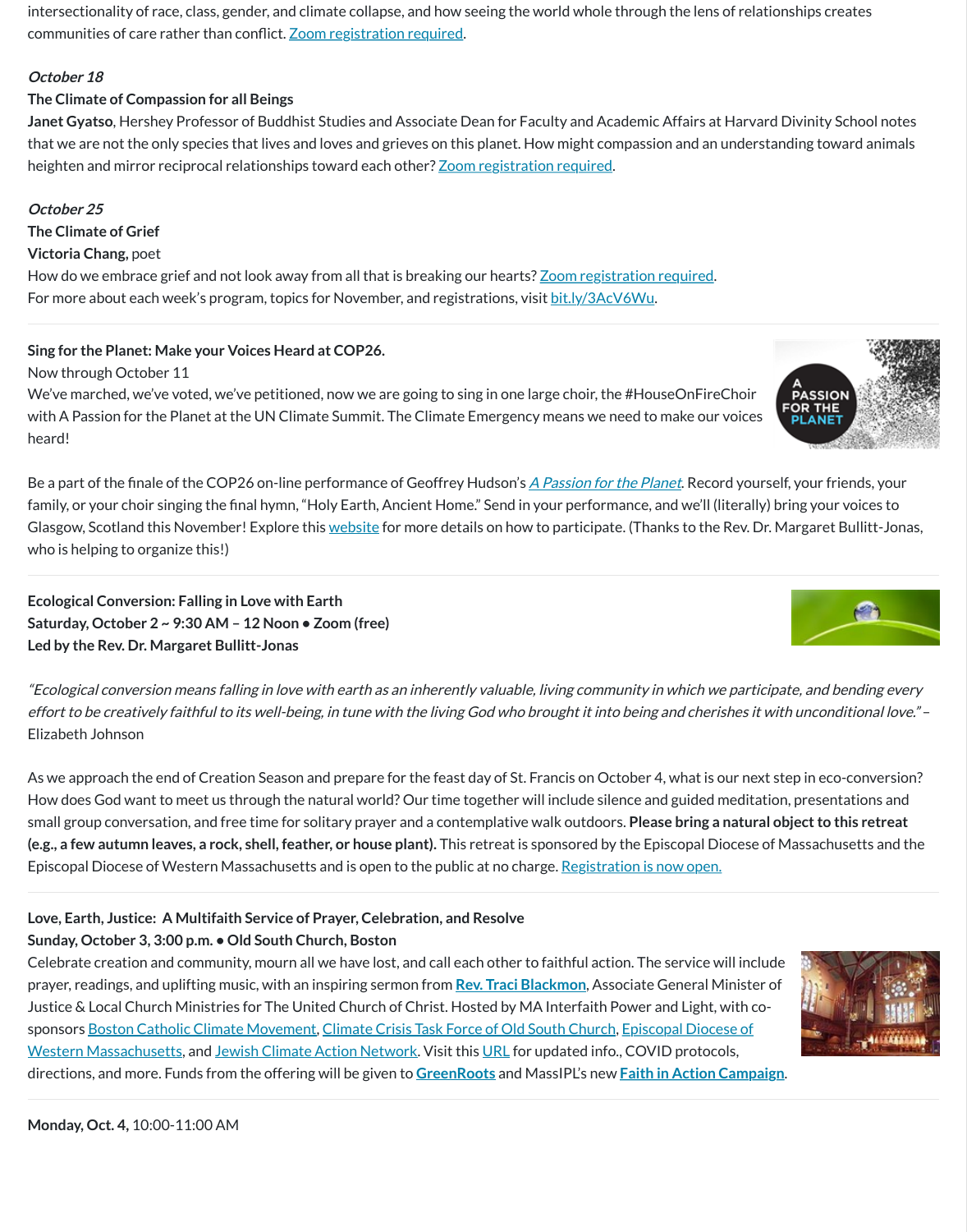intersectionality of race, class, gender, and climate collapse, and how seeing the world whole through the lens of relationships creates communities of care rather than conflict. Zoom registration required.

*October 18*
**The Climate of Compassion for all Beings**
**Janet Gyatso**, Hershey Professor of Buddhist Studies and Associate Dean for Faculty and Academic Affairs at Harvard Divinity School notes that we are not the only species that lives and loves and grieves on this planet. How might compassion and an understanding toward animals heighten and mirror reciprocal relationships toward each other? Zoom registration required.

*October 25*
**The Climate of Grief**
**Victoria Chang,** poet
How do we embrace grief and not look away from all that is breaking our hearts? Zoom registration required.
For more about each week's program, topics for November, and registrations, visit bit.ly/3AcV6Wu.

---

**Sing for the Planet: Make your Voices Heard at COP26.**
Now through October 11
We've marched, we've voted, we've petitioned, now we are going to sing in one large choir, the #HouseOnFireChoir with A Passion for the Planet at the UN Climate Summit. The Climate Emergency means we need to make our voices heard!

Be a part of the finale of the COP26 on-line performance of Geoffrey Hudson's *A Passion for the Planet*. Record yourself, your friends, your family, or your choir singing the final hymn, "Holy Earth, Ancient Home." Send in your performance, and we'll (literally) bring your voices to Glasgow, Scotland this November! Explore this website for more details on how to participate. (Thanks to the Rev. Dr. Margaret Bullitt-Jonas, who is helping to organize this!)

---

**Ecological Conversion: Falling in Love with Earth**
**Saturday, October 2 ~ 9:30 AM – 12 Noon • Zoom (free)**
**Led by the Rev. Dr. Margaret Bullitt-Jonas**

*"Ecological conversion means falling in love with earth as an inherently valuable, living community in which we participate, and bending every effort to be creatively faithful to its well-being, in tune with the living God who brought it into being and cherishes it with unconditional love."* – Elizabeth Johnson

As we approach the end of Creation Season and prepare for the feast day of St. Francis on October 4, what is our next step in eco-conversion? How does God want to meet us through the natural world? Our time together will include silence and guided meditation, presentations and small group conversation, and free time for solitary prayer and a contemplative walk outdoors. **Please bring a natural object to this retreat (e.g., a few autumn leaves, a rock, shell, feather, or house plant).** This retreat is sponsored by the Episcopal Diocese of Massachusetts and the Episcopal Diocese of Western Massachusetts and is open to the public at no charge. Registration is now open.

---

**Love, Earth, Justice: A Multifaith Service of Prayer, Celebration, and Resolve**
**Sunday, October 3, 3:00 p.m. • Old South Church, Boston**
Celebrate creation and community, mourn all we have lost, and call each other to faithful action. The service will include prayer, readings, and uplifting music, with an inspiring sermon from **Rev. Traci Blackmon**, Associate General Minister of Justice & Local Church Ministries for The United Church of Christ. Hosted by MA Interfaith Power and Light, with co-sponsors Boston Catholic Climate Movement, Climate Crisis Task Force of Old South Church, Episcopal Diocese of Western Massachusetts, and Jewish Climate Action Network. Visit this URL for updated info., COVID protocols, directions, and more. Funds from the offering will be given to **GreenRoots** and MassIPL's new **Faith in Action Campaign**.

---

**Monday, Oct. 4,** 10:00-11:00 AM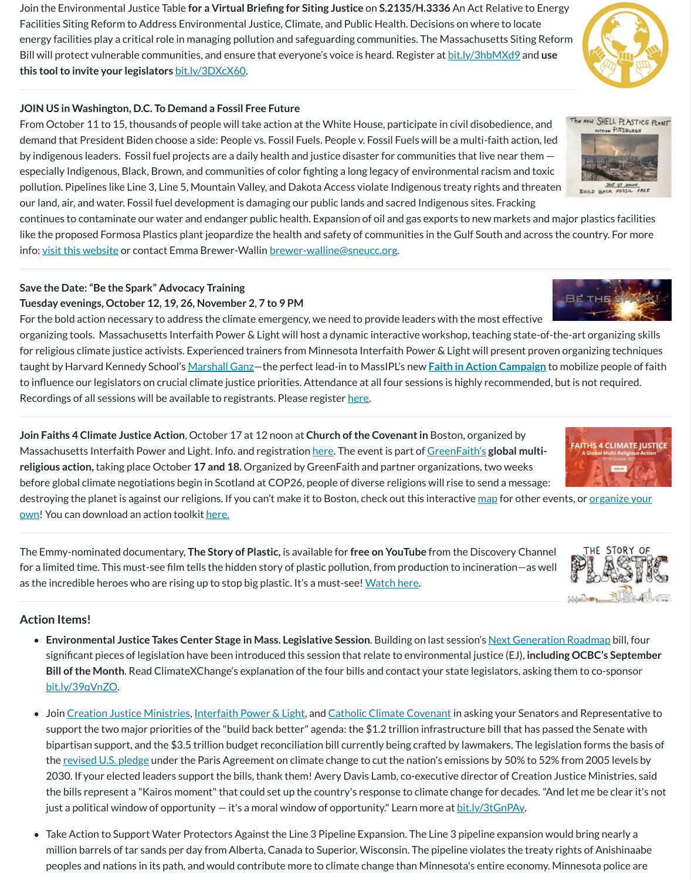Join the Environmental Justice Table **for a Virtual Briefing for Siting Justice** on **S.2135/H.3336** An Act Relative to Energy Facilities Siting Reform to Address Environmental Justice, Climate, and Public Health. Decisions on where to locate energy facilities play a critical role in managing pollution and safeguarding communities. The Massachusetts Siting Reform Bill will protect vulnerable communities, and ensure that everyone's voice is heard. Register at bit.ly/3hbMXd9 and **use this tool to invite your legislators** bit.ly/3DXcX60.

---

**JOIN US in Washington, D.C. To Demand a Fossil Free Future**

From October 11 to 15, thousands of people will take action at the White House, participate in civil disobedience, and demand that President Biden choose a side: People vs. Fossil Fuels. People v. Fossil Fuels will be a multi-faith action, led by indigenous leaders. Fossil fuel projects are a daily health and justice disaster for communities that live near them — especially Indigenous, Black, Brown, and communities of color fighting a long legacy of environmental racism and toxic pollution. Pipelines like Line 3, Line 5, Mountain Valley, and Dakota Access violate Indigenous treaty rights and threaten our land, air, and water. Fossil fuel development is damaging our public lands and sacred Indigenous sites. Fracking continues to contaminate our water and endanger public health. Expansion of oil and gas exports to new markets and major plastics facilities like the proposed Formosa Plastics plant jeopardize the health and safety of communities in the Gulf South and across the country. For more info: visit this website or contact Emma Brewer-Wallin brewer-walline@sneucc.org.

---

**Save the Date: "Be the Spark" Advocacy Training**
**Tuesday evenings, October 12, 19, 26, November 2, 7 to 9 PM**

For the bold action necessary to address the climate emergency, we need to provide leaders with the most effective organizing tools. Massachusetts Interfaith Power & Light will host a dynamic interactive workshop, teaching state-of-the-art organizing skills for religious climate justice activists. Experienced trainers from Minnesota Interfaith Power & Light will present proven organizing techniques taught by Harvard Kennedy School's Marshall Ganz—the perfect lead-in to MassIPL's new **Faith in Action Campaign** to mobilize people of faith to influence our legislators on crucial climate justice priorities. Attendance at all four sessions is highly recommended, but is not required. Recordings of all sessions will be available to registrants. Please register here.

---

**Join Faiths 4 Climate Justice Action**, October 17 at 12 noon at **Church of the Covenant in** Boston, organized by Massachusetts Interfaith Power and Light. Info. and registration here. The event is part of GreenFaith's **global multi-religious action,** taking place October **17 and 18.** Organized by GreenFaith and partner organizations, two weeks before global climate negotiations begin in Scotland at COP26, people of diverse religions will rise to send a message: destroying the planet is against our religions. If you can't make it to Boston, check out this interactive map for other events, or organize your own! You can download an action toolkit here.

---

The Emmy-nominated documentary, **The Story of Plastic,** is available for **free on YouTube** from the Discovery Channel for a limited time. This must-see film tells the hidden story of plastic pollution, from production to incineration—as well as the incredible heroes who are rising up to stop big plastic. It's a must-see! Watch here.

---

### Action Items!

- **Environmental Justice Takes Center Stage in Mass. Legislative Session**. Building on last session's Next Generation Roadmap bill, four significant pieces of legislation have been introduced this session that relate to environmental justice (EJ), **including OCBC's September Bill of the Month**. Read ClimateXChange's explanation of the four bills and contact your state legislators, asking them to co-sponsor bit.ly/39qVnZO.

- Join Creation Justice Ministries, Interfaith Power & Light, and Catholic Climate Covenant in asking your Senators and Representative to support the two major priorities of the "build back better" agenda: the $1.2 trillion infrastructure bill that has passed the Senate with bipartisan support, and the $3.5 trillion budget reconciliation bill currently being crafted by lawmakers. The legislation forms the basis of the revised U.S. pledge under the Paris Agreement on climate change to cut the nation's emissions by 50% to 52% from 2005 levels by 2030. If your elected leaders support the bills, thank them! Avery Davis Lamb, co-executive director of Creation Justice Ministries, said the bills represent a "Kairos moment" that could set up the country's response to climate change for decades. "And let me be clear it's not just a political window of opportunity — it's a moral window of opportunity." Learn more at bit.ly/3tGnPAy.

- Take Action to Support Water Protectors Against the Line 3 Pipeline Expansion. The Line 3 pipeline expansion would bring nearly a million barrels of tar sands per day from Alberta, Canada to Superior, Wisconsin. The pipeline violates the treaty rights of Anishinaabe peoples and nations in its path, and would contribute more to climate change than Minnesota's entire economy. Minnesota police are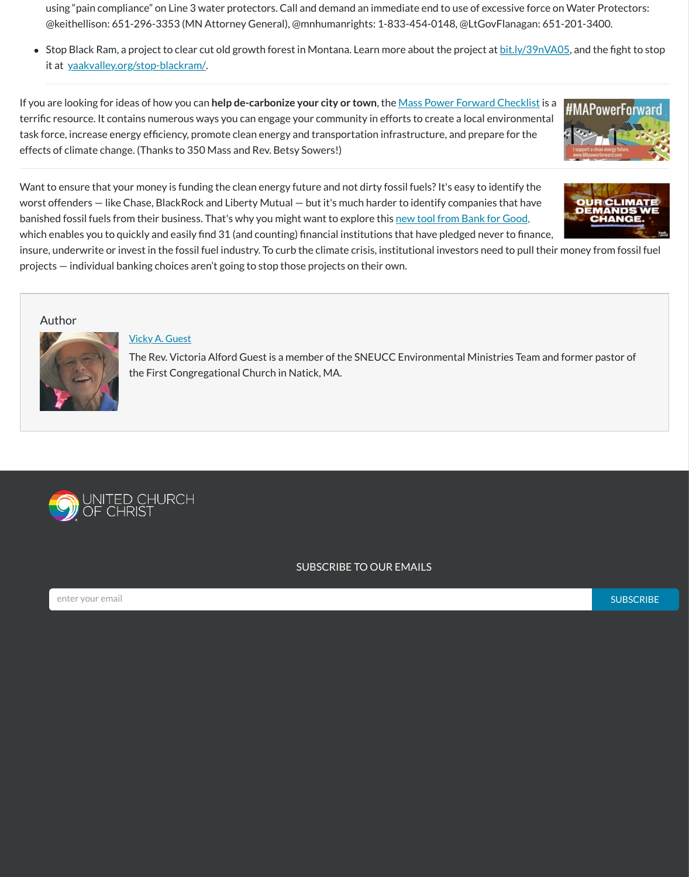using "pain compliance" on Line 3 water protectors. Call and demand an immediate end to use of excessive force on Water Protectors: @keithellison: 651-296-3353 (MN Attorney General), @mnhumanrights: 1-833-454-0148, @LtGovFlanagan: 651-201-3400.

- Stop Black Ram, a project to clear cut old growth forest in Montana. Learn more about the project at [bit.ly/39nVA05](bit.ly/39nVA05), and the fight to stop it at [yaakvalley.org/stop-blackram/](yaakvalley.org/stop-blackram/).

---

If you are looking for ideas of how you can **help de-carbonize your city or town**, the [Mass Power Forward Checklist](#) is a terrific resource. It contains numerous ways you can engage your community in efforts to create a local environmental task force, increase energy efficiency, promote clean energy and transportation infrastructure, and prepare for the effects of climate change. (Thanks to 350 Mass and Rev. Betsy Sowers!)

---

Want to ensure that your money is funding the clean energy future and not dirty fossil fuels? It's easy to identify the worst offenders — like Chase, BlackRock and Liberty Mutual — but it's much harder to identify companies that have banished fossil fuels from their business. That's why you might want to explore this [new tool from Bank for Good,](#) which enables you to quickly and easily find 31 (and counting) financial institutions that have pledged never to finance, insure, underwrite or invest in the fossil fuel industry. To curb the climate crisis, institutional investors need to pull their money from fossil fuel projects — individual banking choices aren't going to stop those projects on their own.

---

Author

[Vicky A. Guest](#)

The Rev. Victoria Alford Guest is a member of the SNEUCC Environmental Ministries Team and former pastor of the First Congregational Church in Natick, MA.

---

UNITED CHURCH OF CHRIST

SUBSCRIBE TO OUR EMAILS

enter your email | SUBSCRIBE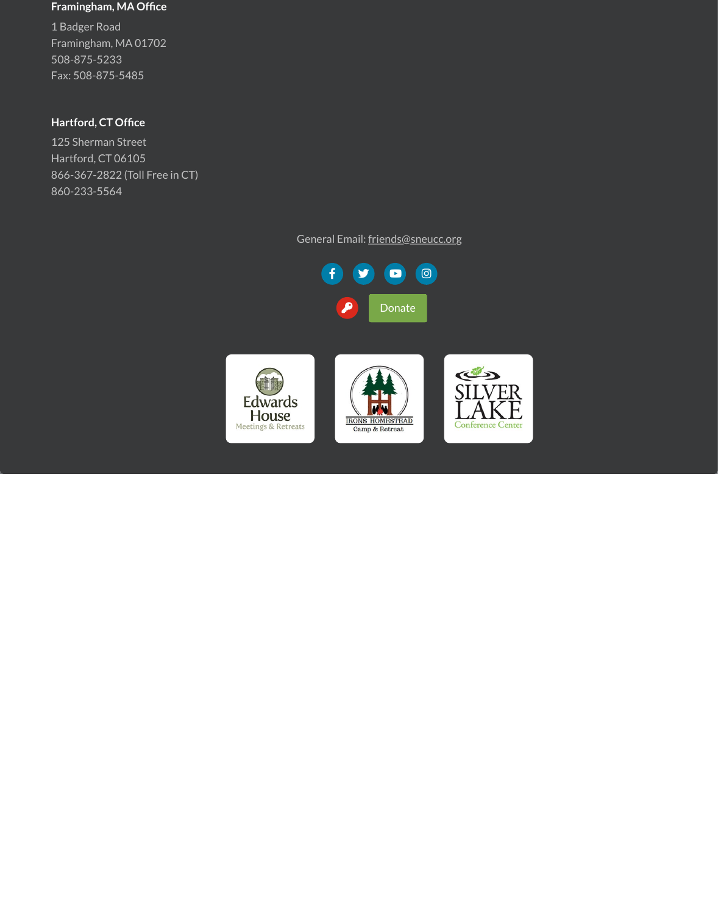**Framingham, MA Office**

1 Badger Road
Framingham, MA 01702
508-875-5233
Fax: 508-875-5485

**Hartford, CT Office**

125 Sherman Street
Hartford, CT 06105
866-367-2822 (Toll Free in CT)
860-233-5564

General Email: friends@sneucc.org

Donate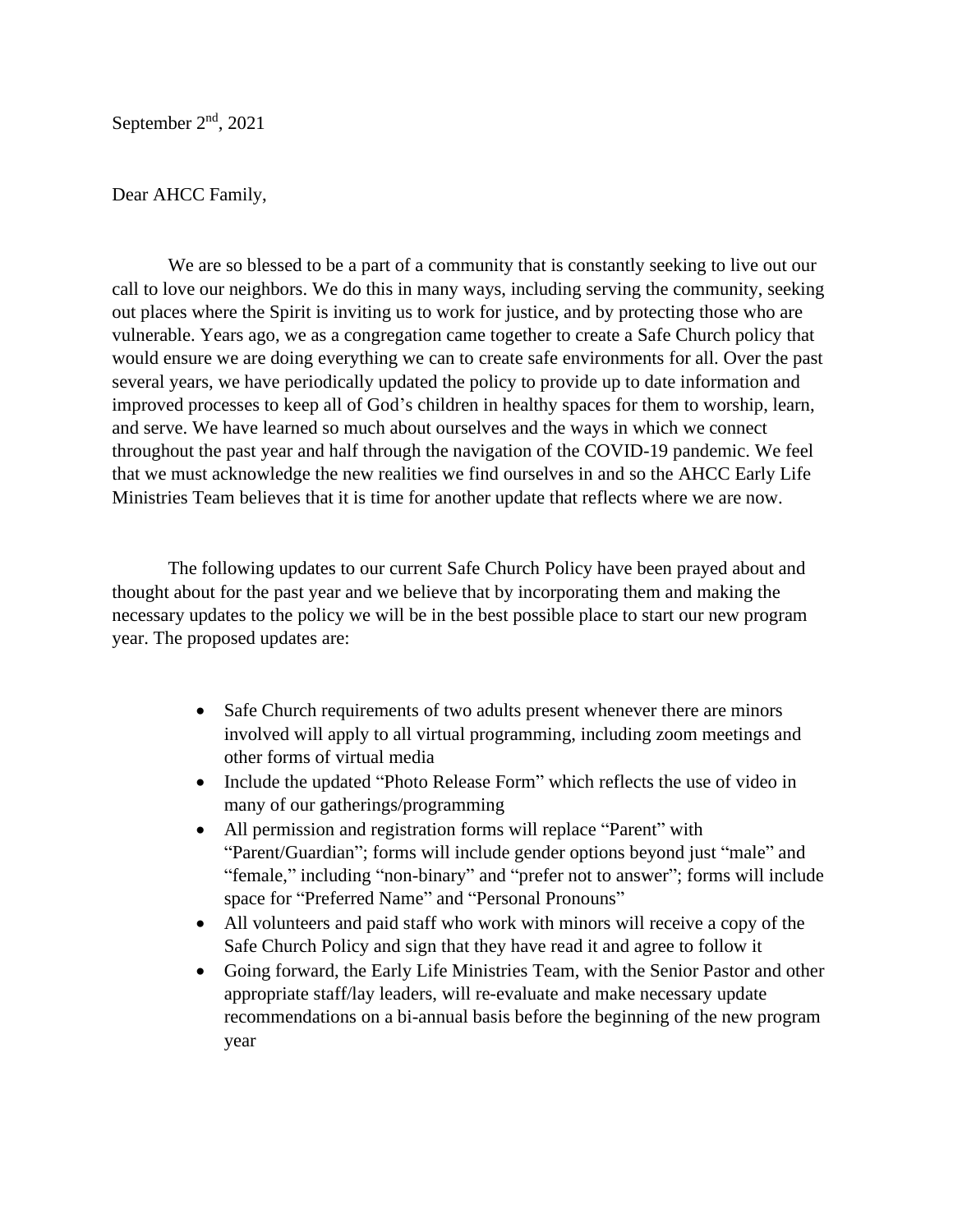September 2nd, 2021

Dear AHCC Family,

We are so blessed to be a part of a community that is constantly seeking to live out our call to love our neighbors. We do this in many ways, including serving the community, seeking out places where the Spirit is inviting us to work for justice, and by protecting those who are vulnerable. Years ago, we as a congregation came together to create a Safe Church policy that would ensure we are doing everything we can to create safe environments for all. Over the past several years, we have periodically updated the policy to provide up to date information and improved processes to keep all of God's children in healthy spaces for them to worship, learn, and serve. We have learned so much about ourselves and the ways in which we connect throughout the past year and half through the navigation of the COVID-19 pandemic. We feel that we must acknowledge the new realities we find ourselves in and so the AHCC Early Life Ministries Team believes that it is time for another update that reflects where we are now.

The following updates to our current Safe Church Policy have been prayed about and thought about for the past year and we believe that by incorporating them and making the necessary updates to the policy we will be in the best possible place to start our new program year. The proposed updates are:

- Safe Church requirements of two adults present whenever there are minors involved will apply to all virtual programming, including zoom meetings and other forms of virtual media
- Include the updated "Photo Release Form" which reflects the use of video in many of our gatherings/programming
- All permission and registration forms will replace "Parent" with "Parent/Guardian"; forms will include gender options beyond just "male" and "female," including "non-binary" and "prefer not to answer"; forms will include space for "Preferred Name" and "Personal Pronouns"
- All volunteers and paid staff who work with minors will receive a copy of the Safe Church Policy and sign that they have read it and agree to follow it
- Going forward, the Early Life Ministries Team, with the Senior Pastor and other appropriate staff/lay leaders, will re-evaluate and make necessary update recommendations on a bi-annual basis before the beginning of the new program year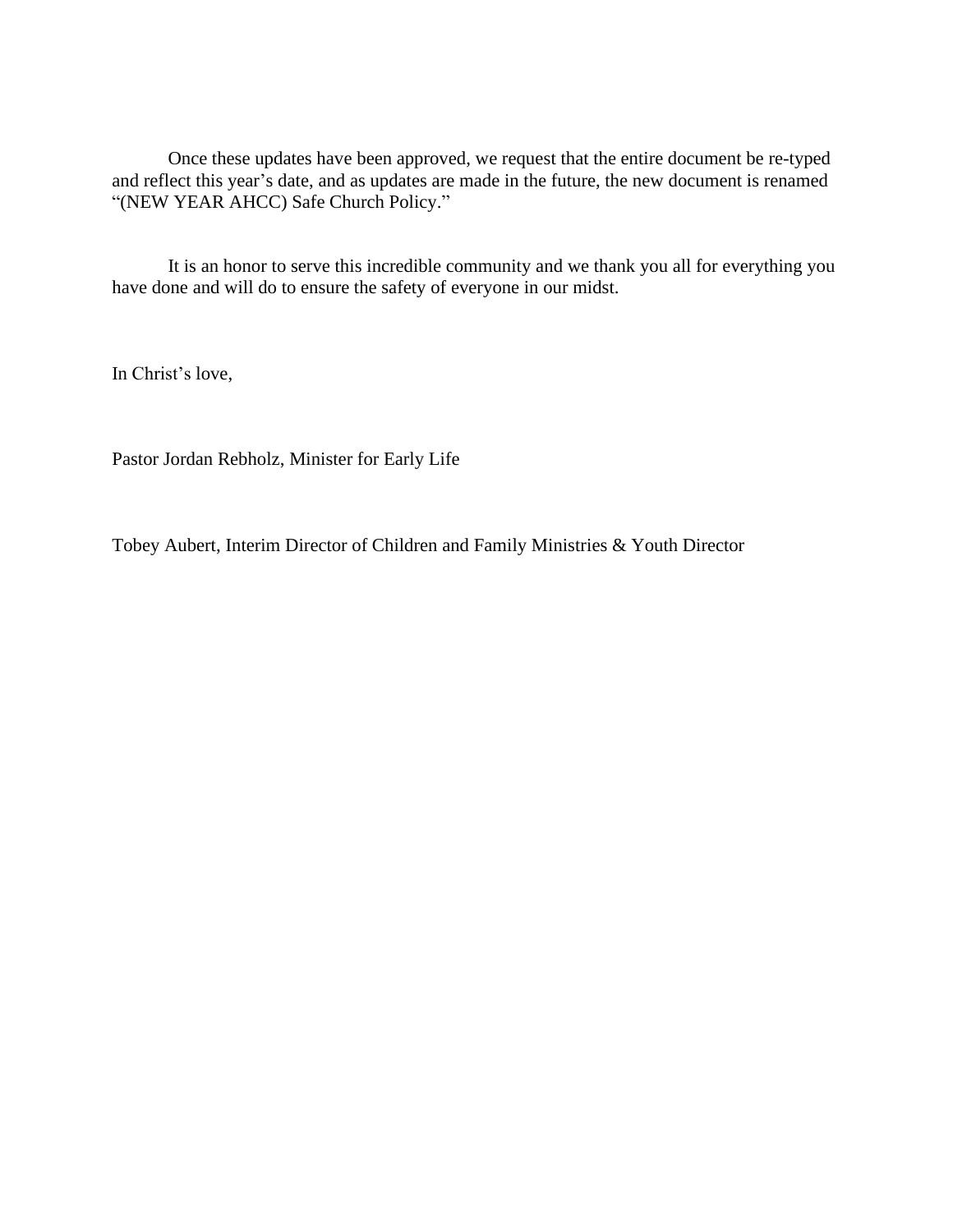Once these updates have been approved, we request that the entire document be re-typed and reflect this year's date, and as updates are made in the future, the new document is renamed "(NEW YEAR AHCC) Safe Church Policy."

It is an honor to serve this incredible community and we thank you all for everything you have done and will do to ensure the safety of everyone in our midst.

In Christ's love,

Pastor Jordan Rebholz, Minister for Early Life

Tobey Aubert, Interim Director of Children and Family Ministries & Youth Director